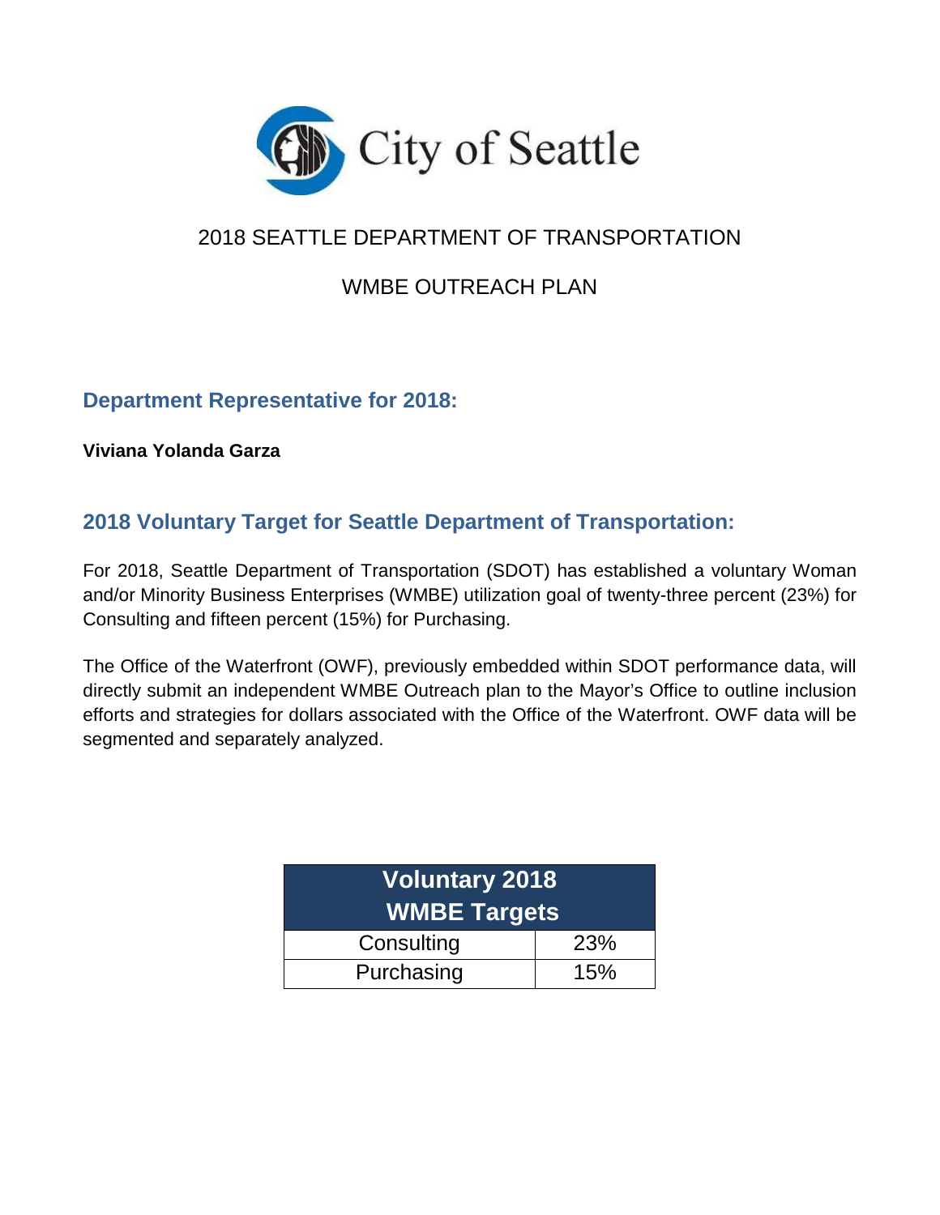City of Seattle

# 2018 SEATTLE DEPARTMENT OF TRANSPORTATION

# WMBE OUTREACH PLAN

## Department Representative for 2018:

**Viviana Yolanda Garza**

## 2018 Voluntary Target for Seattle Department of Transportation:

For 2018, Seattle Department of Transportation (SDOT) has established a voluntary Woman and/or Minority Business Enterprises (WMBE) utilization goal of twenty-three percent (23%) for Consulting and fifteen percent (15%) for Purchasing.

The Office of the Waterfront (OWF), previously embedded within SDOT performance data, will directly submit an independent WMBE Outreach plan to the Mayor's Office to outline inclusion efforts and strategies for dollars associated with the Office of the Waterfront. OWF data will be segmented and separately analyzed.

| Voluntary 2018 WMBE Targets | |
|---|---|
| Consulting | 23% |
| Purchasing | 15% |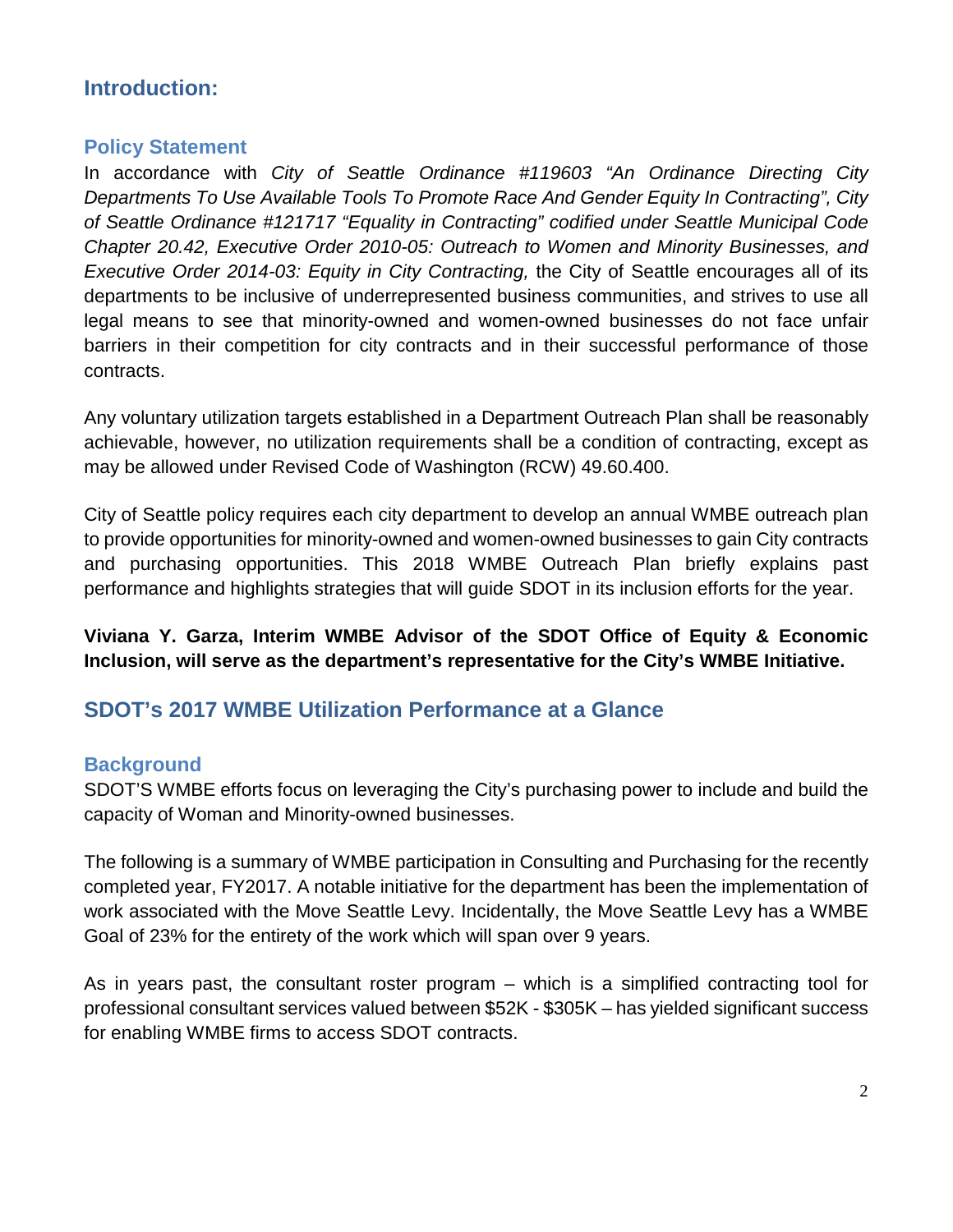# Introduction:

## Policy Statement

In accordance with *City of Seattle Ordinance #119603 "An Ordinance Directing City Departments To Use Available Tools To Promote Race And Gender Equity In Contracting", City of Seattle Ordinance #121717 "Equality in Contracting" codified under Seattle Municipal Code Chapter 20.42, Executive Order 2010-05: Outreach to Women and Minority Businesses, and Executive Order 2014-03: Equity in City Contracting,* the City of Seattle encourages all of its departments to be inclusive of underrepresented business communities, and strives to use all legal means to see that minority-owned and women-owned businesses do not face unfair barriers in their competition for city contracts and in their successful performance of those contracts.

Any voluntary utilization targets established in a Department Outreach Plan shall be reasonably achievable, however, no utilization requirements shall be a condition of contracting, except as may be allowed under Revised Code of Washington (RCW) 49.60.400.

City of Seattle policy requires each city department to develop an annual WMBE outreach plan to provide opportunities for minority-owned and women-owned businesses to gain City contracts and purchasing opportunities. This 2018 WMBE Outreach Plan briefly explains past performance and highlights strategies that will guide SDOT in its inclusion efforts for the year.

**Viviana Y. Garza, Interim WMBE Advisor of the SDOT Office of Equity & Economic Inclusion, will serve as the department's representative for the City's WMBE Initiative.**

# SDOT's 2017 WMBE Utilization Performance at a Glance

## Background

SDOT'S WMBE efforts focus on leveraging the City's purchasing power to include and build the capacity of Woman and Minority-owned businesses.

The following is a summary of WMBE participation in Consulting and Purchasing for the recently completed year, FY2017. A notable initiative for the department has been the implementation of work associated with the Move Seattle Levy. Incidentally, the Move Seattle Levy has a WMBE Goal of 23% for the entirety of the work which will span over 9 years.

As in years past, the consultant roster program – which is a simplified contracting tool for professional consultant services valued between $52K - $305K – has yielded significant success for enabling WMBE firms to access SDOT contracts.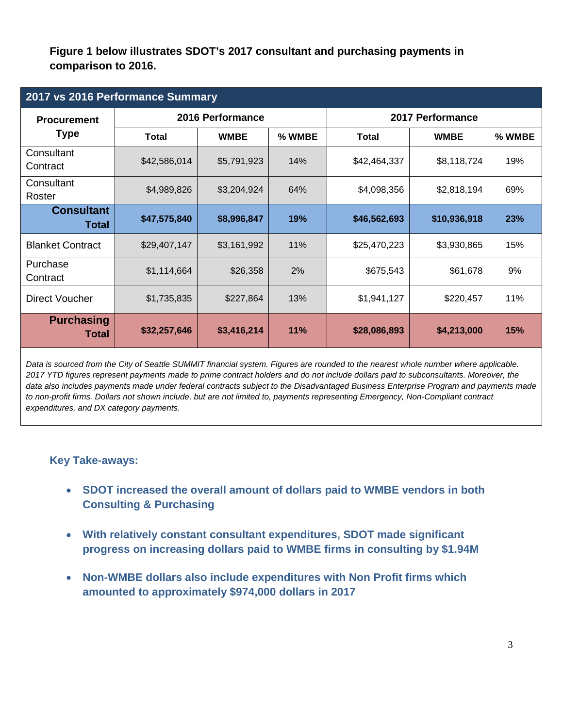**Figure 1 below illustrates SDOT's 2017 consultant and purchasing payments in comparison to 2016.**

| 2017 vs 2016 Performance Summary | | | | | | |
|---|---|---|---|---|---|---|
| **Procurement Type** | **2016 Performance** | | | **2017 Performance** | | |
| | **Total** | **WMBE** | **% WMBE** | **Total** | **WMBE** | **% WMBE** |
| Consultant Contract | $42,586,014 | $5,791,923 | 14% | $42,464,337 | $8,118,724 | 19% |
| Consultant Roster | $4,989,826 | $3,204,924 | 64% | $4,098,356 | $2,818,194 | 69% |
| **Consultant Total** | **$47,575,840** | **$8,996,847** | **19%** | **$46,562,693** | **$10,936,918** | **23%** |
| Blanket Contract | $29,407,147 | $3,161,992 | 11% | $25,470,223 | $3,930,865 | 15% |
| Purchase Contract | $1,114,664 | $26,358 | 2% | $675,543 | $61,678 | 9% |
| Direct Voucher | $1,735,835 | $227,864 | 13% | $1,941,127 | $220,457 | 11% |
| **Purchasing Total** | **$32,257,646** | **$3,416,214** | **11%** | **$28,086,893** | **$4,213,000** | **15%** |

*Data is sourced from the City of Seattle SUMMIT financial system. Figures are rounded to the nearest whole number where applicable. 2017 YTD figures represent payments made to prime contract holders and do not include dollars paid to subconsultants. Moreover, the data also includes payments made under federal contracts subject to the Disadvantaged Business Enterprise Program and payments made to non-profit firms. Dollars not shown include, but are not limited to, payments representing Emergency, Non-Compliant contract expenditures, and DX category payments.*

### Key Take-aways:

- **SDOT increased the overall amount of dollars paid to WMBE vendors in both Consulting & Purchasing**
- **With relatively constant consultant expenditures, SDOT made significant progress on increasing dollars paid to WMBE firms in consulting by $1.94M**
- **Non-WMBE dollars also include expenditures with Non Profit firms which amounted to approximately $974,000 dollars in 2017**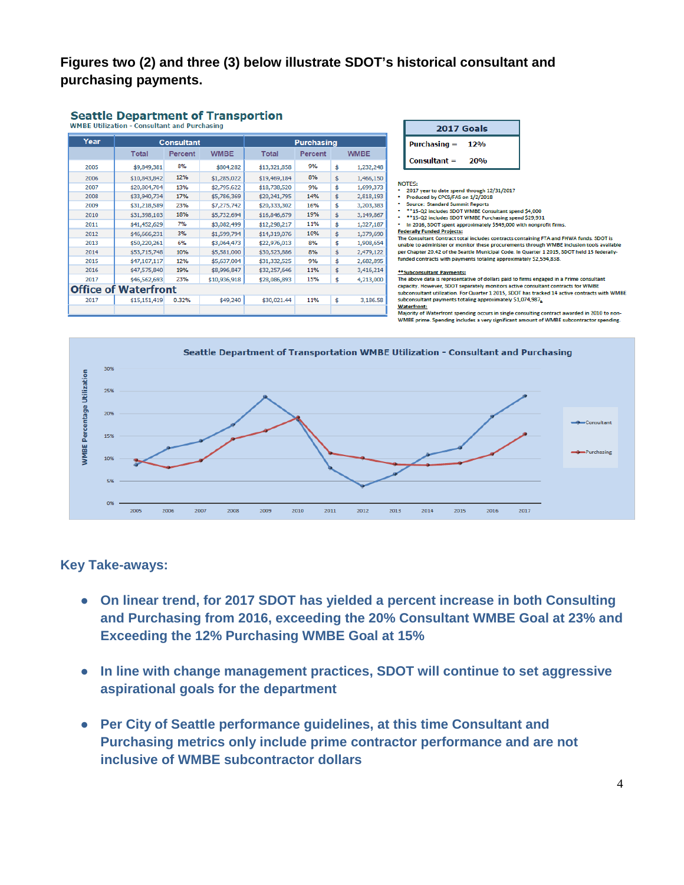**Figures two (2) and three (3) below illustrate SDOT's historical consultant and purchasing payments.**

**Seattle Department of Transportion**
WMBE Utilization - Consultant and Purchasing

| Year | Consultant | | | Purchasing | | |
|---|---|---|---|---|---|---|
| | Total | Percent | WMBE | Total | Percent | WMBE |
| 2005 | $9,849,381 | 8% | $804,282 | $13,321,858 | 9% | $ 1,232,248 |
| 2006 | $10,843,842 | 12% | $1,285,022 | $19,469,184 | 8% | $ 1,466,150 |
| 2007 | $20,804,704 | 13% | $2,795,622 | $18,738,520 | 9% | $ 1,699,373 |
| 2008 | $33,940,734 | 17% | $5,786,369 | $20,241,795 | 14% | $ 2,818,193 |
| 2009 | $31,218,589 | 23% | $7,275,742 | $20,333,302 | 16% | $ 3,203,383 |
| 2010 | $31,398,103 | 18% | $5,732,694 | $16,846,679 | 19% | $ 3,149,867 |
| 2011 | $41,452,629 | 7% | $3,082,499 | $12,298,217 | 11% | $ 1,327,187 |
| 2012 | $46,666,231 | 3% | $1,599,794 | $14,319,076 | 10% | $ 1,379,690 |
| 2013 | $50,220,261 | 6% | $3,064,473 | $22,976,013 | 8% | $ 1,908,654 |
| 2014 | $53,715,748 | 10% | $5,581,000 | $30,523,886 | 8% | $ 2,479,122 |
| 2015 | $47,107,117 | 12% | $5,637,004 | $31,332,525 | 9% | $ 2,682,895 |
| 2016 | $47,575,840 | 19% | $8,996,847 | $32,257,646 | 11% | $ 3,416,214 |
| 2017 | $46,562,693 | 23% | $10,936,918 | $28,086,893 | 15% | $ 4,213,000 |
| **Office of Waterfront** | | | | | | |
| 2017 | $15,151,419 | 0.32% | $49,240 | $30,021.44 | 11% | $ 3,186.58 |

| 2017 Goals | |
|---|---|
| Purchasing = | 12% |
| Consultant = | 20% |

NOTES:
- 2017 year to date spend through 12/31/2017
- Produced by CPCS/FAS on 1/2/2018
- Source: Standard Summit Reports
- **15-Q2 includes SDOT WMBE Consultant spend $4,000
- **15-Q2 includes SDOT WMBE Purchasing spend $29,931
- In 2016, SDOT spent approximately $549,000 with nonprofit firms.

**Federally Funded Projects:**
The Consultant Contract total includes contracts containing FTA and FHWA funds. SDOT is unable to administer or monitor these procurements through WMBE inclusion tools available per Chapter 20.42 of the Seattle Municipal Code. In Quarter 1 2015, SDOT held 15 federally-funded contracts with payments totaling approximately $2,594,838.

****Subconsultant Payments:**
The above data is representative of dollars paid to firms engaged in a Prime consultant capacity. However, SDOT separately monitors active consultant contracts for WMBE subconsultant utilization. For Quarter 1 2015, SDOT has tracked 14 active contracts with WMBE subconsultant payments totaling approximately $1,074,987.

**Waterfront:**
Majority of Waterfront spending occurs in single consulting contract awarded in 2010 to non-WMBE prime. Spending includes a very significant amount of WMBE subcontractor spending.

**Seattle Department of Transportation WMBE Utilization - Consultant and Purchasing**

| Year | Consultant | Purchasing |
|---|---|---|
| 2005 | 8% | 9% |
| 2006 | 12% | 8% |
| 2007 | 13% | 9% |
| 2008 | 17% | 14% |
| 2009 | 23% | 16% |
| 2010 | 18% | 19% |
| 2011 | 7% | 11% |
| 2012 | 3% | 10% |
| 2013 | 6% | 8% |
| 2014 | 10% | 8% |
| 2015 | 12% | 9% |
| 2016 | 19% | 11% |
| 2017 | 23% | 15% |

## Key Take-aways:

- **On linear trend, for 2017 SDOT has yielded a percent increase in both Consulting and Purchasing from 2016, exceeding the 20% Consultant WMBE Goal at 23% and Exceeding the 12% Purchasing WMBE Goal at 15%**
- **In line with change management practices, SDOT will continue to set aggressive aspirational goals for the department**
- **Per City of Seattle performance guidelines, at this time Consultant and Purchasing metrics only include prime contractor performance and are not inclusive of WMBE subcontractor dollars**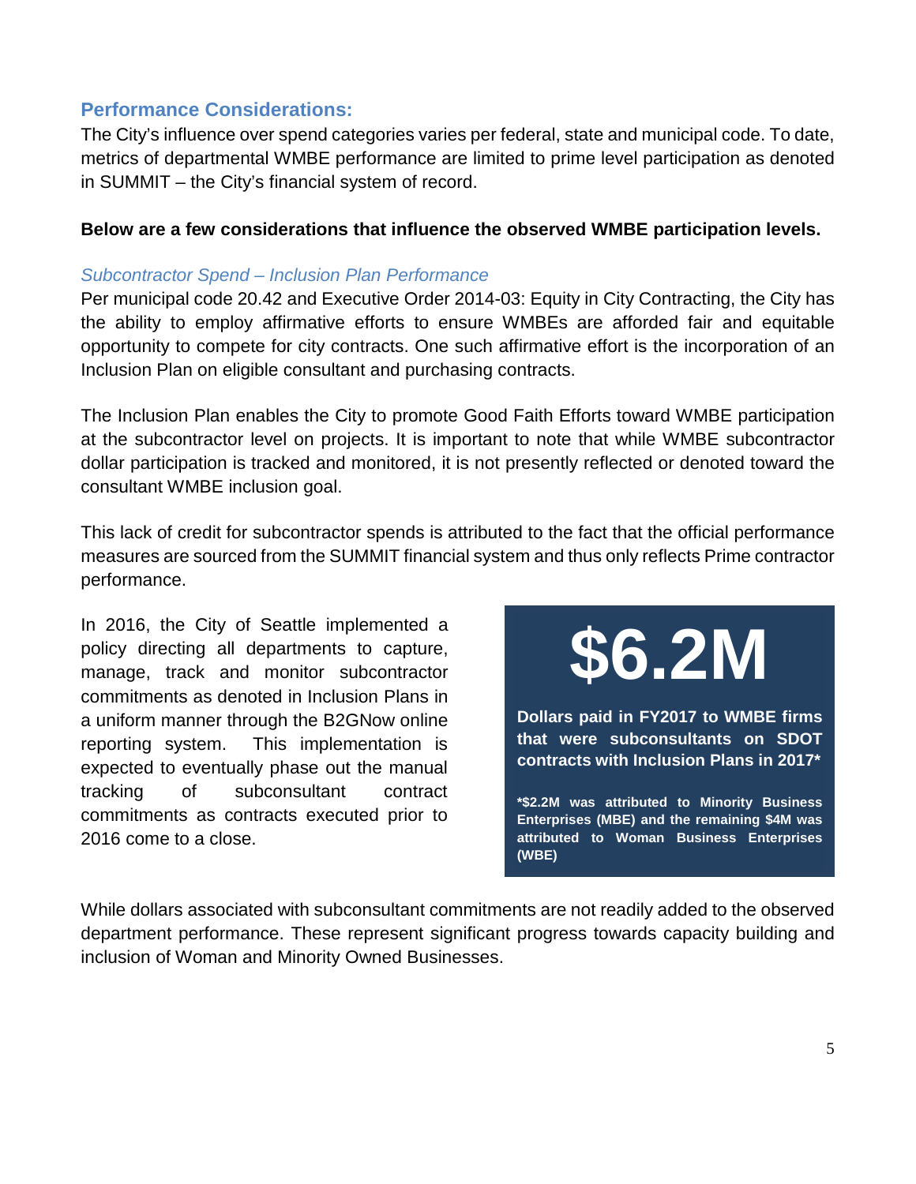## Performance Considerations:

The City's influence over spend categories varies per federal, state and municipal code. To date, metrics of departmental WMBE performance are limited to prime level participation as denoted in SUMMIT – the City's financial system of record.

**Below are a few considerations that influence the observed WMBE participation levels.**

### *Subcontractor Spend – Inclusion Plan Performance*

Per municipal code 20.42 and Executive Order 2014-03: Equity in City Contracting, the City has the ability to employ affirmative efforts to ensure WMBEs are afforded fair and equitable opportunity to compete for city contracts. One such affirmative effort is the incorporation of an Inclusion Plan on eligible consultant and purchasing contracts.

The Inclusion Plan enables the City to promote Good Faith Efforts toward WMBE participation at the subcontractor level on projects. It is important to note that while WMBE subcontractor dollar participation is tracked and monitored, it is not presently reflected or denoted toward the consultant WMBE inclusion goal.

This lack of credit for subcontractor spends is attributed to the fact that the official performance measures are sourced from the SUMMIT financial system and thus only reflects Prime contractor performance.

In 2016, the City of Seattle implemented a policy directing all departments to capture, manage, track and monitor subcontractor commitments as denoted in Inclusion Plans in a uniform manner through the B2GNow online reporting system. This implementation is expected to eventually phase out the manual tracking of subconsultant contract commitments as contracts executed prior to 2016 come to a close.

**$6.2M**

**Dollars paid in FY2017 to WMBE firms that were subconsultants on SDOT contracts with Inclusion Plans in 2017***

***$2.2M was attributed to Minority Business Enterprises (MBE) and the remaining $4M was attributed to Woman Business Enterprises (WBE)**

While dollars associated with subconsultant commitments are not readily added to the observed department performance. These represent significant progress towards capacity building and inclusion of Woman and Minority Owned Businesses.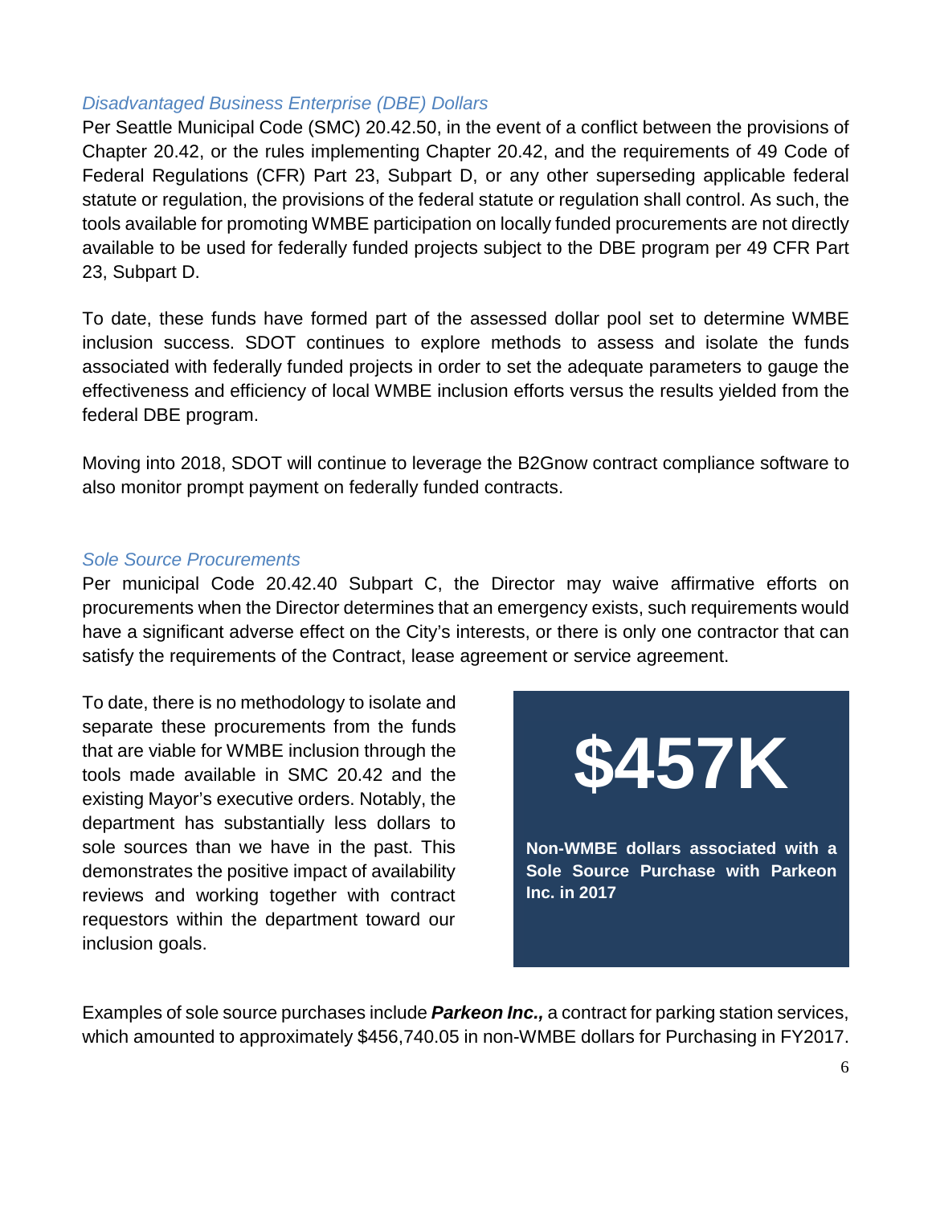### *Disadvantaged Business Enterprise (DBE) Dollars*

Per Seattle Municipal Code (SMC) 20.42.50, in the event of a conflict between the provisions of Chapter 20.42, or the rules implementing Chapter 20.42, and the requirements of 49 Code of Federal Regulations (CFR) Part 23, Subpart D, or any other superseding applicable federal statute or regulation, the provisions of the federal statute or regulation shall control. As such, the tools available for promoting WMBE participation on locally funded procurements are not directly available to be used for federally funded projects subject to the DBE program per 49 CFR Part 23, Subpart D.

To date, these funds have formed part of the assessed dollar pool set to determine WMBE inclusion success. SDOT continues to explore methods to assess and isolate the funds associated with federally funded projects in order to set the adequate parameters to gauge the effectiveness and efficiency of local WMBE inclusion efforts versus the results yielded from the federal DBE program.

Moving into 2018, SDOT will continue to leverage the B2Gnow contract compliance software to also monitor prompt payment on federally funded contracts.

### *Sole Source Procurements*

Per municipal Code 20.42.40 Subpart C, the Director may waive affirmative efforts on procurements when the Director determines that an emergency exists, such requirements would have a significant adverse effect on the City's interests, or there is only one contractor that can satisfy the requirements of the Contract, lease agreement or service agreement.

To date, there is no methodology to isolate and separate these procurements from the funds that are viable for WMBE inclusion through the tools made available in SMC 20.42 and the existing Mayor's executive orders. Notably, the department has substantially less dollars to sole sources than we have in the past. This demonstrates the positive impact of availability reviews and working together with contract requestors within the department toward our inclusion goals.

**$457K**

**Non-WMBE dollars associated with a Sole Source Purchase with Parkeon Inc. in 2017**

Examples of sole source purchases include ***Parkeon Inc.,*** a contract for parking station services, which amounted to approximately $456,740.05 in non-WMBE dollars for Purchasing in FY2017.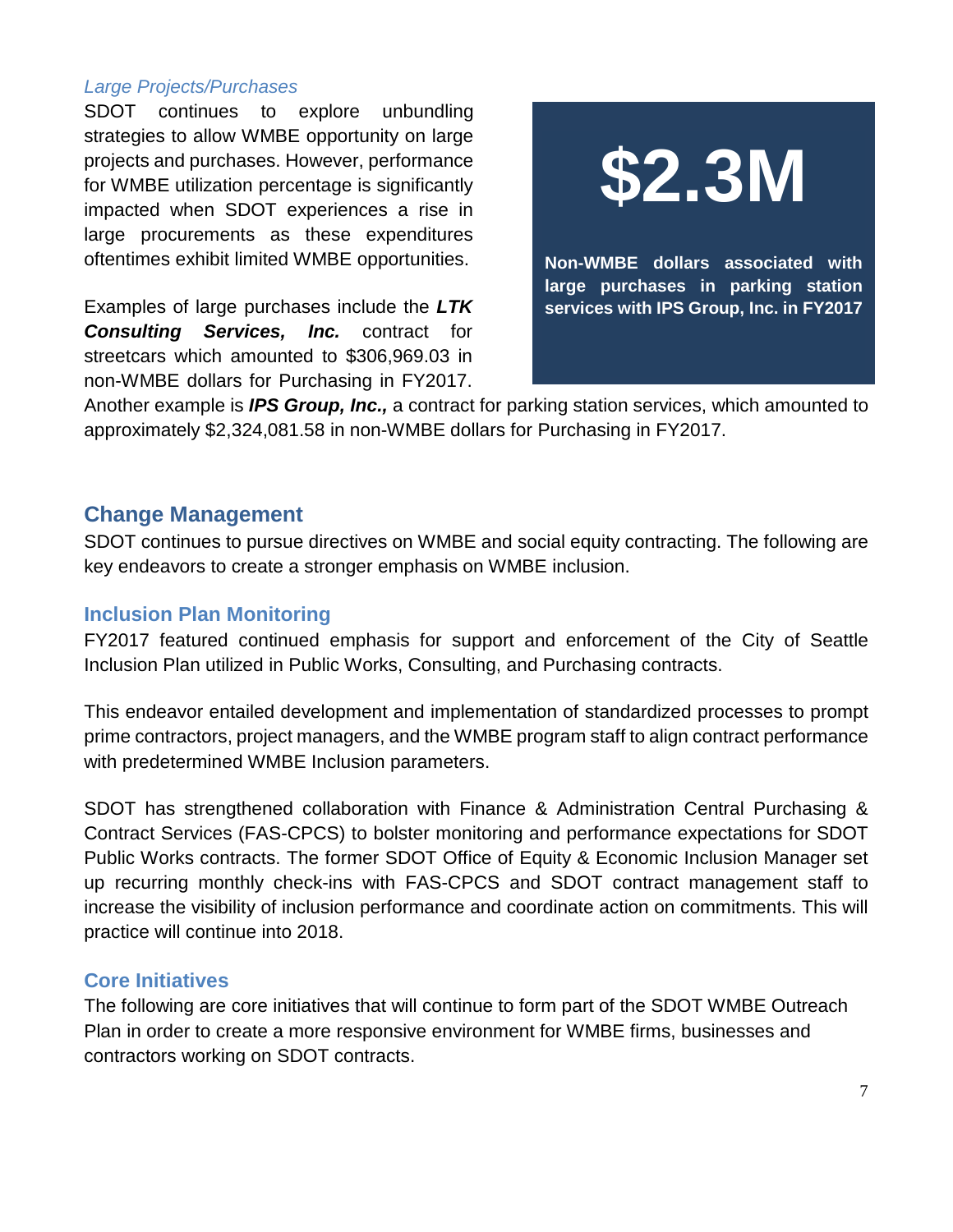*Large Projects/Purchases*

SDOT continues to explore unbundling strategies to allow WMBE opportunity on large projects and purchases. However, performance for WMBE utilization percentage is significantly impacted when SDOT experiences a rise in large procurements as these expenditures oftentimes exhibit limited WMBE opportunities.

Examples of large purchases include the ***LTK Consulting Services, Inc.*** contract for streetcars which amounted to $306,969.03 in non-WMBE dollars for Purchasing in FY2017. Another example is ***IPS Group, Inc.,*** a contract for parking station services, which amounted to approximately $2,324,081.58 in non-WMBE dollars for Purchasing in FY2017.

> **$2.3M**
>
> **Non-WMBE dollars associated with large purchases in parking station services with IPS Group, Inc. in FY2017**

## Change Management

SDOT continues to pursue directives on WMBE and social equity contracting. The following are key endeavors to create a stronger emphasis on WMBE inclusion.

### Inclusion Plan Monitoring

FY2017 featured continued emphasis for support and enforcement of the City of Seattle Inclusion Plan utilized in Public Works, Consulting, and Purchasing contracts.

This endeavor entailed development and implementation of standardized processes to prompt prime contractors, project managers, and the WMBE program staff to align contract performance with predetermined WMBE Inclusion parameters.

SDOT has strengthened collaboration with Finance & Administration Central Purchasing & Contract Services (FAS-CPCS) to bolster monitoring and performance expectations for SDOT Public Works contracts. The former SDOT Office of Equity & Economic Inclusion Manager set up recurring monthly check-ins with FAS-CPCS and SDOT contract management staff to increase the visibility of inclusion performance and coordinate action on commitments. This will practice will continue into 2018.

### Core Initiatives

The following are core initiatives that will continue to form part of the SDOT WMBE Outreach Plan in order to create a more responsive environment for WMBE firms, businesses and contractors working on SDOT contracts.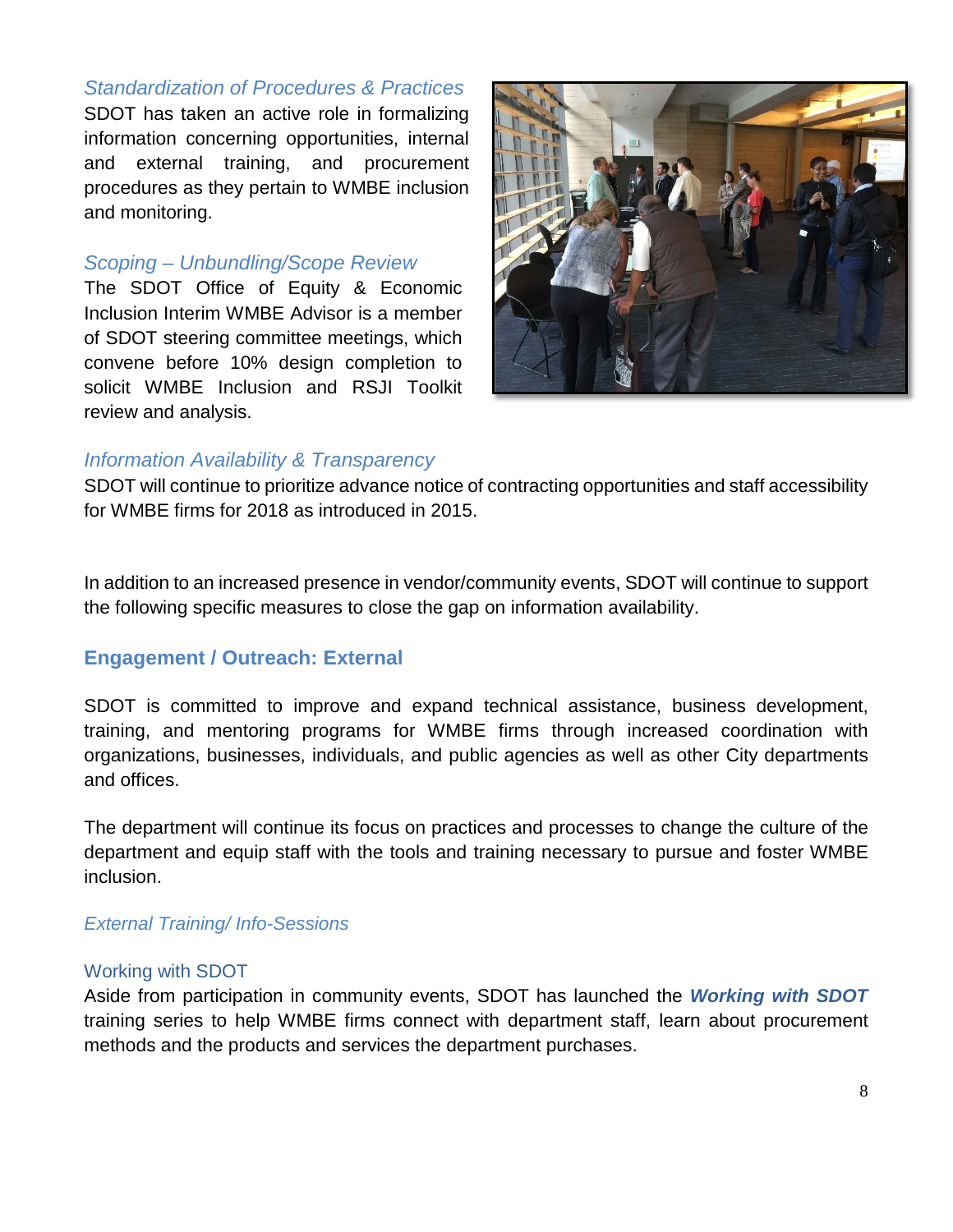*Standardization of Procedures & Practices*

SDOT has taken an active role in formalizing information concerning opportunities, internal and external training, and procurement procedures as they pertain to WMBE inclusion and monitoring.

*Scoping – Unbundling/Scope Review*

The SDOT Office of Equity & Economic Inclusion Interim WMBE Advisor is a member of SDOT steering committee meetings, which convene before 10% design completion to solicit WMBE Inclusion and RSJI Toolkit review and analysis.

*Information Availability & Transparency*

SDOT will continue to prioritize advance notice of contracting opportunities and staff accessibility for WMBE firms for 2018 as introduced in 2015.

In addition to an increased presence in vendor/community events, SDOT will continue to support the following specific measures to close the gap on information availability.

## Engagement / Outreach: External

SDOT is committed to improve and expand technical assistance, business development, training, and mentoring programs for WMBE firms through increased coordination with organizations, businesses, individuals, and public agencies as well as other City departments and offices.

The department will continue its focus on practices and processes to change the culture of the department and equip staff with the tools and training necessary to pursue and foster WMBE inclusion.

*External Training/ Info-Sessions*

Working with SDOT

Aside from participation in community events, SDOT has launched the ***Working with SDOT*** training series to help WMBE firms connect with department staff, learn about procurement methods and the products and services the department purchases.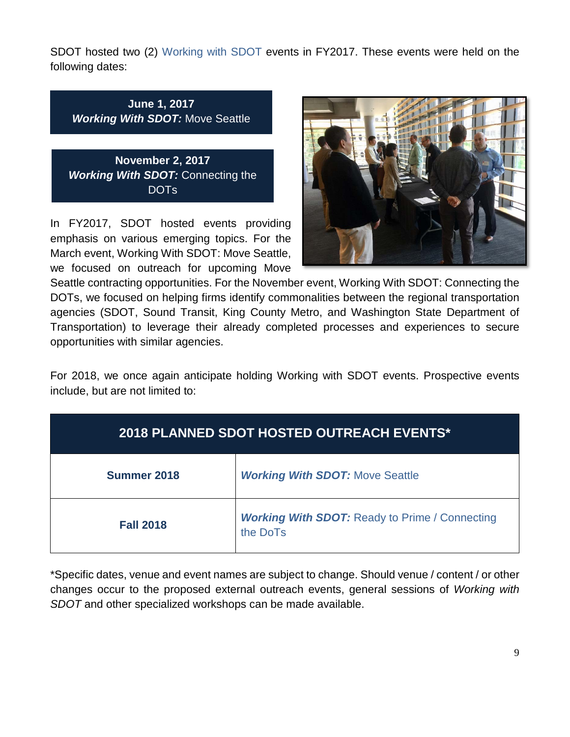SDOT hosted two (2) Working with SDOT events in FY2017. These events were held on the following dates:

**June 1, 2017**
***Working With SDOT:*** Move Seattle

**November 2, 2017**
***Working With SDOT:*** Connecting the DOTs

In FY2017, SDOT hosted events providing emphasis on various emerging topics. For the March event, Working With SDOT: Move Seattle, we focused on outreach for upcoming Move Seattle contracting opportunities. For the November event, Working With SDOT: Connecting the DOTs, we focused on helping firms identify commonalities between the regional transportation agencies (SDOT, Sound Transit, King County Metro, and Washington State Department of Transportation) to leverage their already completed processes and experiences to secure opportunities with similar agencies.

For 2018, we once again anticipate holding Working with SDOT events. Prospective events include, but are not limited to:

| 2018 PLANNED SDOT HOSTED OUTREACH EVENTS* | |
|---|---|
| **Summer 2018** | ***Working With SDOT:*** Move Seattle |
| **Fall 2018** | ***Working With SDOT:*** Ready to Prime / Connecting the DoTs |

*Specific dates, venue and event names are subject to change. Should venue / content / or other changes occur to the proposed external outreach events, general sessions of *Working with SDOT* and other specialized workshops can be made available.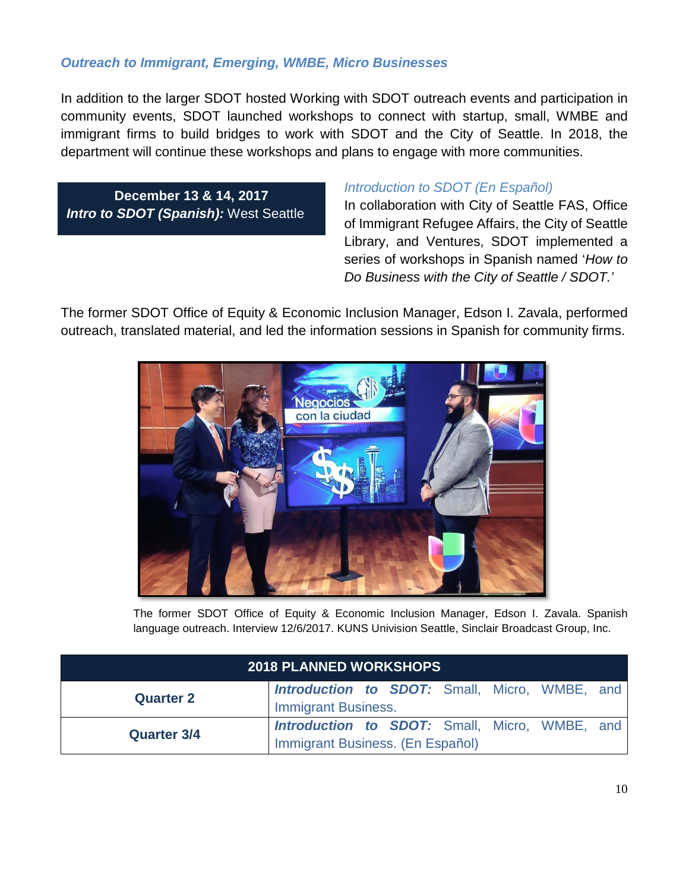### *Outreach to Immigrant, Emerging, WMBE, Micro Businesses*

In addition to the larger SDOT hosted Working with SDOT outreach events and participation in community events, SDOT launched workshops to connect with startup, small, WMBE and immigrant firms to build bridges to work with SDOT and the City of Seattle. In 2018, the department will continue these workshops and plans to engage with more communities.

**December 13 & 14, 2017**
***Intro to SDOT (Spanish):*** West Seattle

*Introduction to SDOT (En Español)*

In collaboration with City of Seattle FAS, Office of Immigrant Refugee Affairs, the City of Seattle Library, and Ventures, SDOT implemented a series of workshops in Spanish named '*How to Do Business with the City of Seattle / SDOT.'*

The former SDOT Office of Equity & Economic Inclusion Manager, Edson I. Zavala, performed outreach, translated material, and led the information sessions in Spanish for community firms.

The former SDOT Office of Equity & Economic Inclusion Manager, Edson I. Zavala. Spanish language outreach. Interview 12/6/2017. KUNS Univision Seattle, Sinclair Broadcast Group, Inc.

| 2018 PLANNED WORKSHOPS | |
|---|---|
| **Quarter 2** | ***Introduction to SDOT:*** Small, Micro, WMBE, and Immigrant Business. |
| **Quarter 3/4** | ***Introduction to SDOT:*** Small, Micro, WMBE, and Immigrant Business. (En Español) |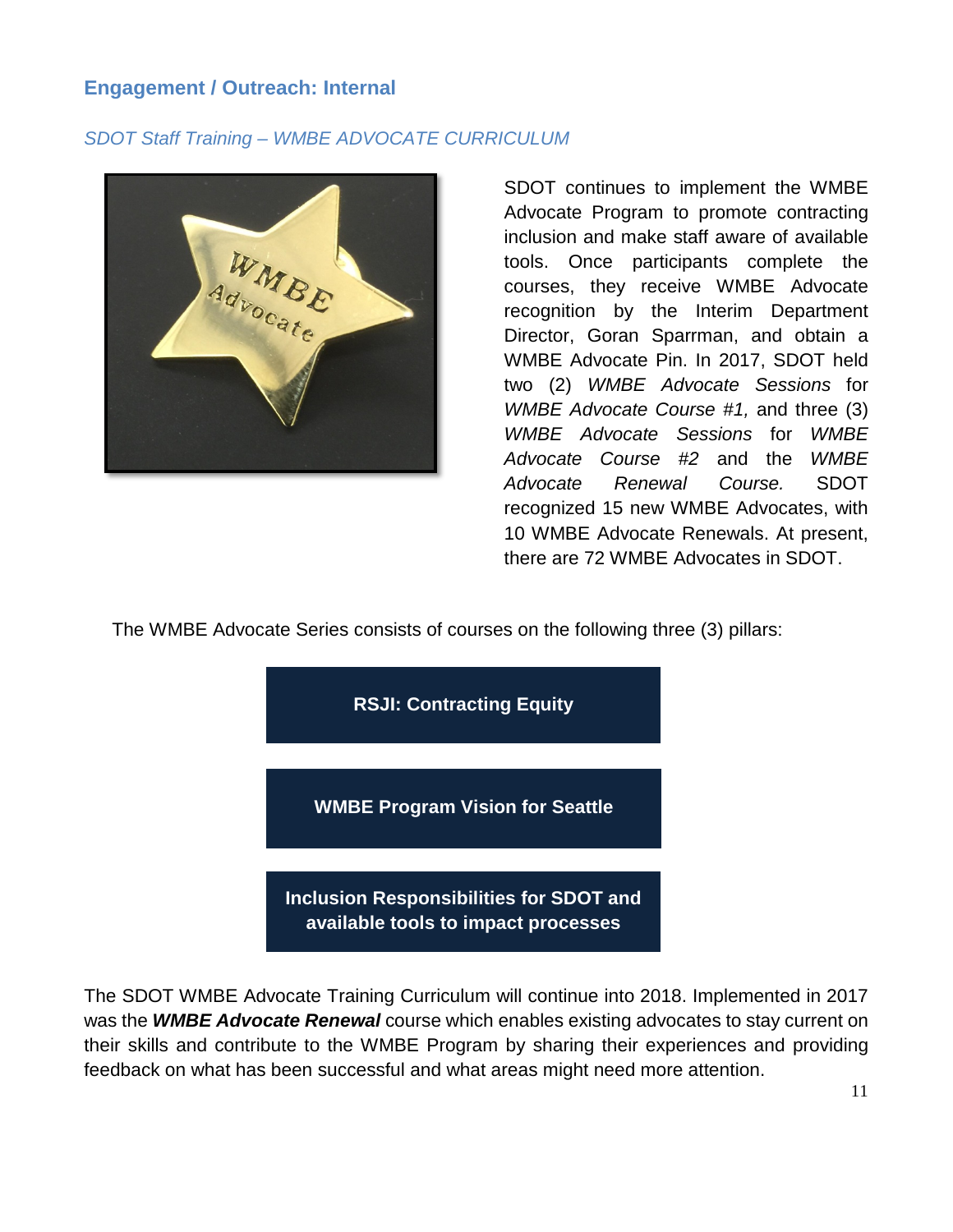## Engagement / Outreach: Internal

### *SDOT Staff Training – WMBE ADVOCATE CURRICULUM*

SDOT continues to implement the WMBE Advocate Program to promote contracting inclusion and make staff aware of available tools. Once participants complete the courses, they receive WMBE Advocate recognition by the Interim Department Director, Goran Sparrman, and obtain a WMBE Advocate Pin. In 2017, SDOT held two (2) *WMBE Advocate Sessions* for *WMBE Advocate Course #1,* and three (3) *WMBE Advocate Sessions* for *WMBE Advocate Course #2* and the *WMBE Advocate Renewal Course.* SDOT recognized 15 new WMBE Advocates, with 10 WMBE Advocate Renewals. At present, there are 72 WMBE Advocates in SDOT.

The WMBE Advocate Series consists of courses on the following three (3) pillars:

- **RSJI: Contracting Equity**
- **WMBE Program Vision for Seattle**
- **Inclusion Responsibilities for SDOT and available tools to impact processes**

The SDOT WMBE Advocate Training Curriculum will continue into 2018. Implemented in 2017 was the ***WMBE Advocate Renewal*** course which enables existing advocates to stay current on their skills and contribute to the WMBE Program by sharing their experiences and providing feedback on what has been successful and what areas might need more attention.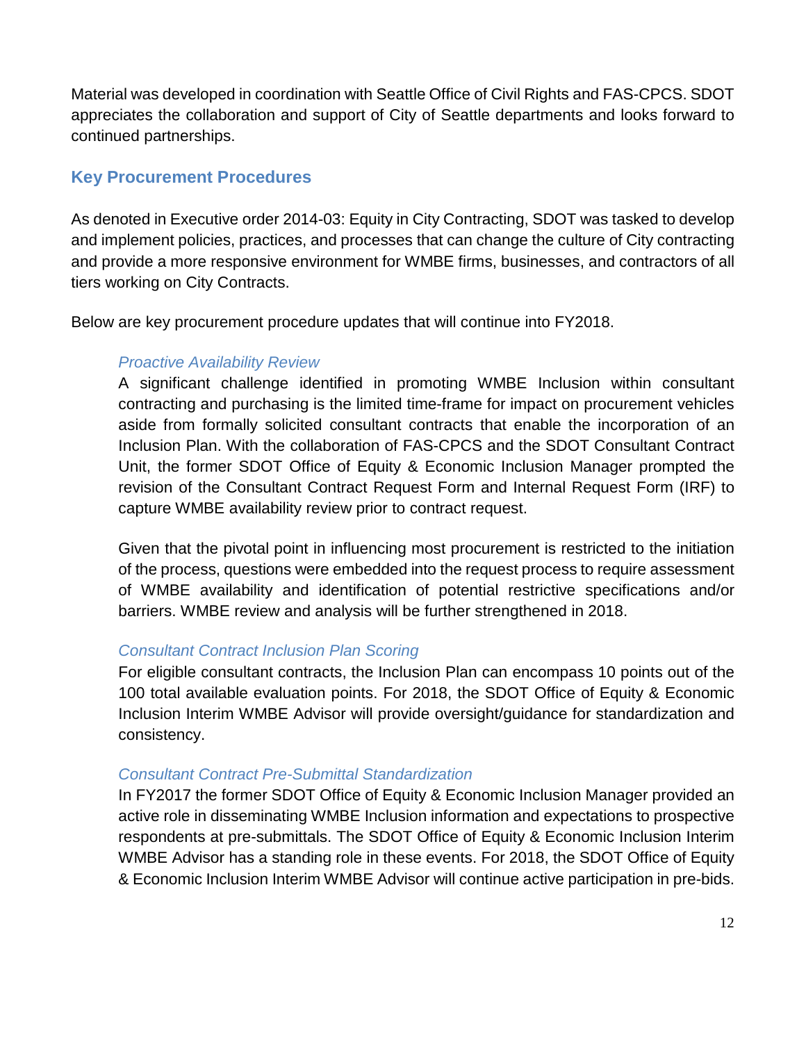Material was developed in coordination with Seattle Office of Civil Rights and FAS-CPCS. SDOT appreciates the collaboration and support of City of Seattle departments and looks forward to continued partnerships.

## Key Procurement Procedures

As denoted in Executive order 2014-03: Equity in City Contracting, SDOT was tasked to develop and implement policies, practices, and processes that can change the culture of City contracting and provide a more responsive environment for WMBE firms, businesses, and contractors of all tiers working on City Contracts.

Below are key procurement procedure updates that will continue into FY2018.

### *Proactive Availability Review*

A significant challenge identified in promoting WMBE Inclusion within consultant contracting and purchasing is the limited time-frame for impact on procurement vehicles aside from formally solicited consultant contracts that enable the incorporation of an Inclusion Plan. With the collaboration of FAS-CPCS and the SDOT Consultant Contract Unit, the former SDOT Office of Equity & Economic Inclusion Manager prompted the revision of the Consultant Contract Request Form and Internal Request Form (IRF) to capture WMBE availability review prior to contract request.

Given that the pivotal point in influencing most procurement is restricted to the initiation of the process, questions were embedded into the request process to require assessment of WMBE availability and identification of potential restrictive specifications and/or barriers. WMBE review and analysis will be further strengthened in 2018.

### *Consultant Contract Inclusion Plan Scoring*

For eligible consultant contracts, the Inclusion Plan can encompass 10 points out of the 100 total available evaluation points. For 2018, the SDOT Office of Equity & Economic Inclusion Interim WMBE Advisor will provide oversight/guidance for standardization and consistency.

### *Consultant Contract Pre-Submittal Standardization*

In FY2017 the former SDOT Office of Equity & Economic Inclusion Manager provided an active role in disseminating WMBE Inclusion information and expectations to prospective respondents at pre-submittals. The SDOT Office of Equity & Economic Inclusion Interim WMBE Advisor has a standing role in these events. For 2018, the SDOT Office of Equity & Economic Inclusion Interim WMBE Advisor will continue active participation in pre-bids.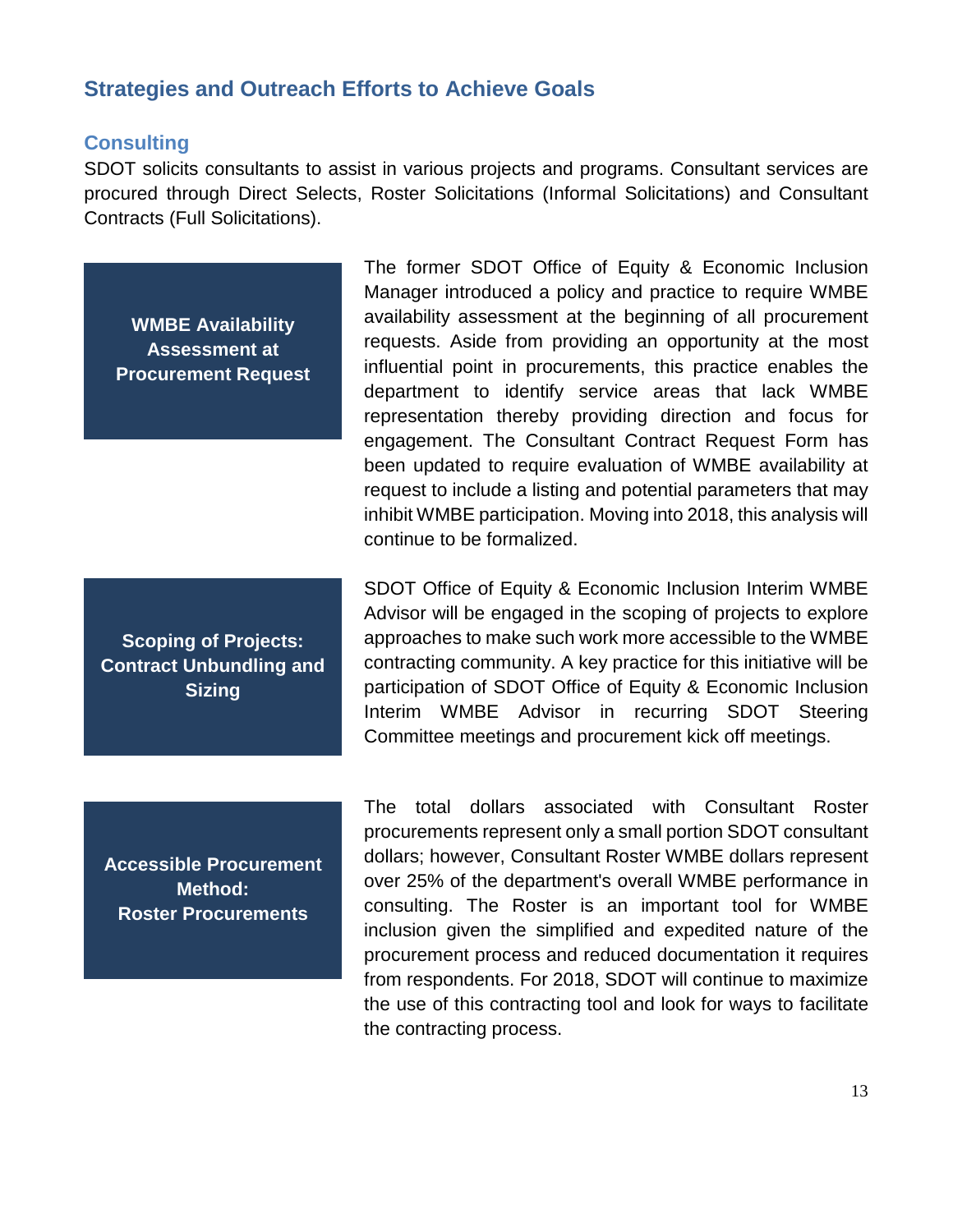## Strategies and Outreach Efforts to Achieve Goals

### Consulting

SDOT solicits consultants to assist in various projects and programs. Consultant services are procured through Direct Selects, Roster Solicitations (Informal Solicitations) and Consultant Contracts (Full Solicitations).

**WMBE Availability Assessment at Procurement Request**

The former SDOT Office of Equity & Economic Inclusion Manager introduced a policy and practice to require WMBE availability assessment at the beginning of all procurement requests. Aside from providing an opportunity at the most influential point in procurements, this practice enables the department to identify service areas that lack WMBE representation thereby providing direction and focus for engagement. The Consultant Contract Request Form has been updated to require evaluation of WMBE availability at request to include a listing and potential parameters that may inhibit WMBE participation. Moving into 2018, this analysis will continue to be formalized.

**Scoping of Projects: Contract Unbundling and Sizing**

SDOT Office of Equity & Economic Inclusion Interim WMBE Advisor will be engaged in the scoping of projects to explore approaches to make such work more accessible to the WMBE contracting community. A key practice for this initiative will be participation of SDOT Office of Equity & Economic Inclusion Interim WMBE Advisor in recurring SDOT Steering Committee meetings and procurement kick off meetings.

**Accessible Procurement Method: Roster Procurements**

The total dollars associated with Consultant Roster procurements represent only a small portion SDOT consultant dollars; however, Consultant Roster WMBE dollars represent over 25% of the department's overall WMBE performance in consulting. The Roster is an important tool for WMBE inclusion given the simplified and expedited nature of the procurement process and reduced documentation it requires from respondents. For 2018, SDOT will continue to maximize the use of this contracting tool and look for ways to facilitate the contracting process.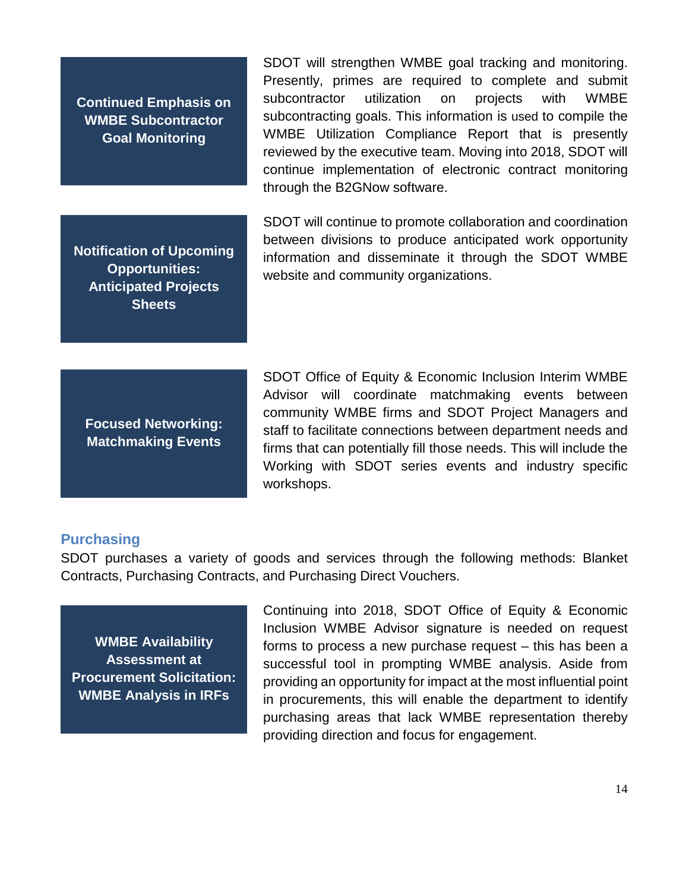**Continued Emphasis on WMBE Subcontractor Goal Monitoring**

SDOT will strengthen WMBE goal tracking and monitoring. Presently, primes are required to complete and submit subcontractor utilization on projects with WMBE subcontracting goals. This information is used to compile the WMBE Utilization Compliance Report that is presently reviewed by the executive team. Moving into 2018, SDOT will continue implementation of electronic contract monitoring through the B2GNow software.

**Notification of Upcoming Opportunities: Anticipated Projects Sheets**

SDOT will continue to promote collaboration and coordination between divisions to produce anticipated work opportunity information and disseminate it through the SDOT WMBE website and community organizations.

**Focused Networking: Matchmaking Events**

SDOT Office of Equity & Economic Inclusion Interim WMBE Advisor will coordinate matchmaking events between community WMBE firms and SDOT Project Managers and staff to facilitate connections between department needs and firms that can potentially fill those needs. This will include the Working with SDOT series events and industry specific workshops.

## Purchasing

SDOT purchases a variety of goods and services through the following methods: Blanket Contracts, Purchasing Contracts, and Purchasing Direct Vouchers.

**WMBE Availability Assessment at Procurement Solicitation: WMBE Analysis in IRFs**

Continuing into 2018, SDOT Office of Equity & Economic Inclusion WMBE Advisor signature is needed on request forms to process a new purchase request – this has been a successful tool in prompting WMBE analysis. Aside from providing an opportunity for impact at the most influential point in procurements, this will enable the department to identify purchasing areas that lack WMBE representation thereby providing direction and focus for engagement.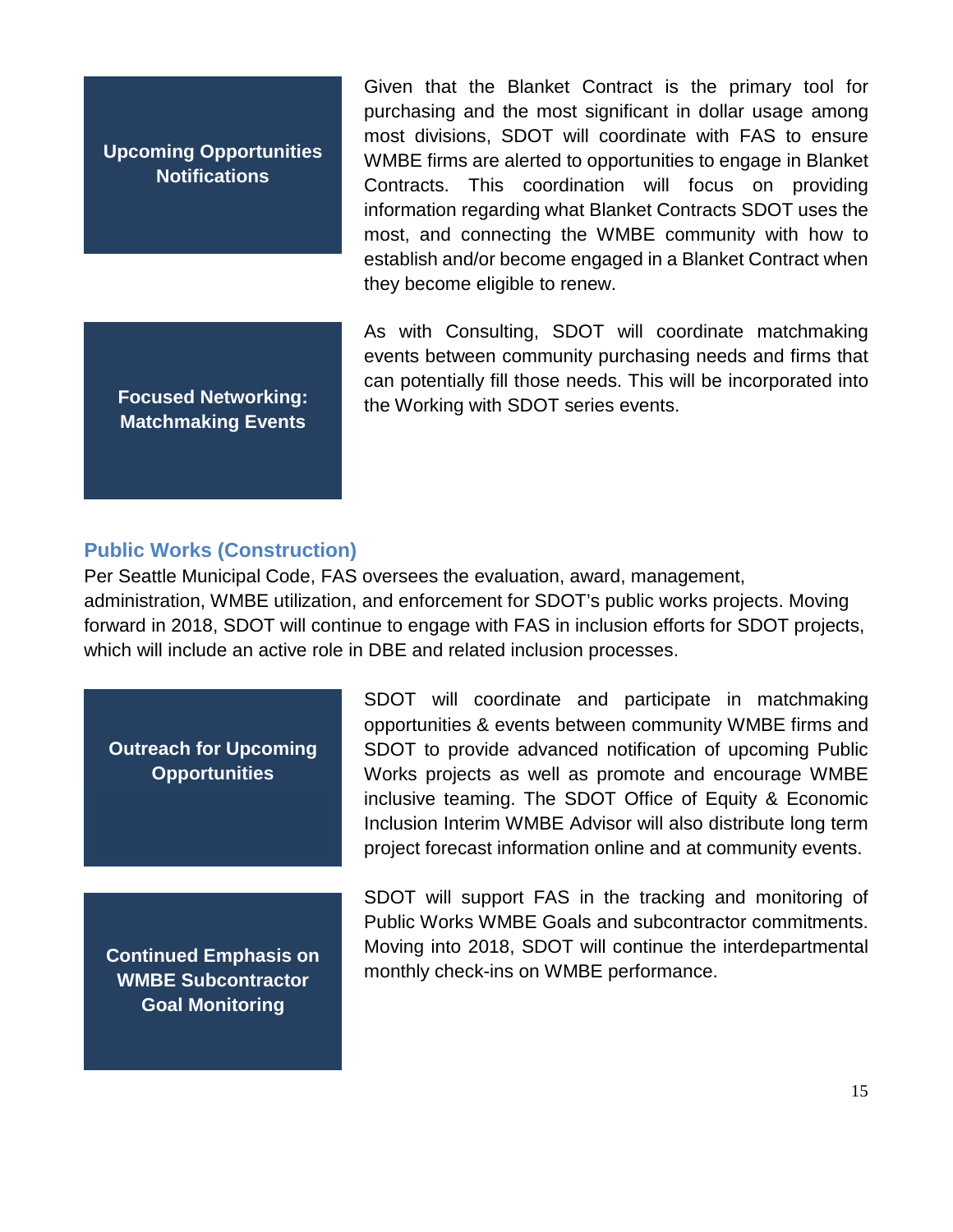**Upcoming Opportunities Notifications**

Given that the Blanket Contract is the primary tool for purchasing and the most significant in dollar usage among most divisions, SDOT will coordinate with FAS to ensure WMBE firms are alerted to opportunities to engage in Blanket Contracts. This coordination will focus on providing information regarding what Blanket Contracts SDOT uses the most, and connecting the WMBE community with how to establish and/or become engaged in a Blanket Contract when they become eligible to renew.

**Focused Networking: Matchmaking Events**

As with Consulting, SDOT will coordinate matchmaking events between community purchasing needs and firms that can potentially fill those needs. This will be incorporated into the Working with SDOT series events.

### Public Works (Construction)

Per Seattle Municipal Code, FAS oversees the evaluation, award, management, administration, WMBE utilization, and enforcement for SDOT's public works projects. Moving forward in 2018, SDOT will continue to engage with FAS in inclusion efforts for SDOT projects, which will include an active role in DBE and related inclusion processes.

**Outreach for Upcoming Opportunities**

SDOT will coordinate and participate in matchmaking opportunities & events between community WMBE firms and SDOT to provide advanced notification of upcoming Public Works projects as well as promote and encourage WMBE inclusive teaming. The SDOT Office of Equity & Economic Inclusion Interim WMBE Advisor will also distribute long term project forecast information online and at community events.

**Continued Emphasis on WMBE Subcontractor Goal Monitoring**

SDOT will support FAS in the tracking and monitoring of Public Works WMBE Goals and subcontractor commitments. Moving into 2018, SDOT will continue the interdepartmental monthly check-ins on WMBE performance.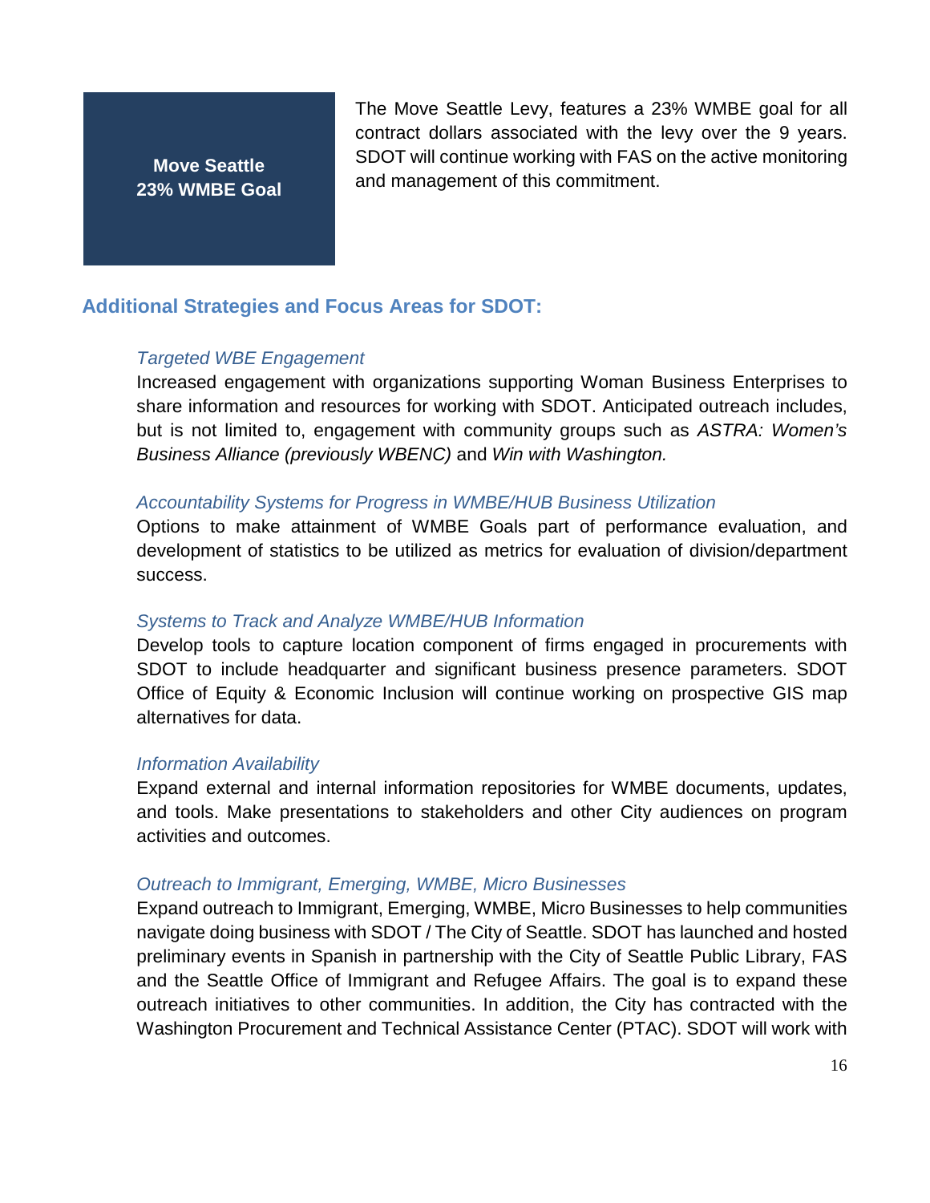**Move Seattle 23% WMBE Goal**

The Move Seattle Levy, features a 23% WMBE goal for all contract dollars associated with the levy over the 9 years. SDOT will continue working with FAS on the active monitoring and management of this commitment.

## Additional Strategies and Focus Areas for SDOT:

*Targeted WBE Engagement*

Increased engagement with organizations supporting Woman Business Enterprises to share information and resources for working with SDOT. Anticipated outreach includes, but is not limited to, engagement with community groups such as *ASTRA: Women's Business Alliance (previously WBENC)* and *Win with Washington.*

*Accountability Systems for Progress in WMBE/HUB Business Utilization*

Options to make attainment of WMBE Goals part of performance evaluation, and development of statistics to be utilized as metrics for evaluation of division/department success.

*Systems to Track and Analyze WMBE/HUB Information*

Develop tools to capture location component of firms engaged in procurements with SDOT to include headquarter and significant business presence parameters. SDOT Office of Equity & Economic Inclusion will continue working on prospective GIS map alternatives for data.

*Information Availability*

Expand external and internal information repositories for WMBE documents, updates, and tools. Make presentations to stakeholders and other City audiences on program activities and outcomes.

*Outreach to Immigrant, Emerging, WMBE, Micro Businesses*

Expand outreach to Immigrant, Emerging, WMBE, Micro Businesses to help communities navigate doing business with SDOT / The City of Seattle. SDOT has launched and hosted preliminary events in Spanish in partnership with the City of Seattle Public Library, FAS and the Seattle Office of Immigrant and Refugee Affairs. The goal is to expand these outreach initiatives to other communities. In addition, the City has contracted with the Washington Procurement and Technical Assistance Center (PTAC). SDOT will work with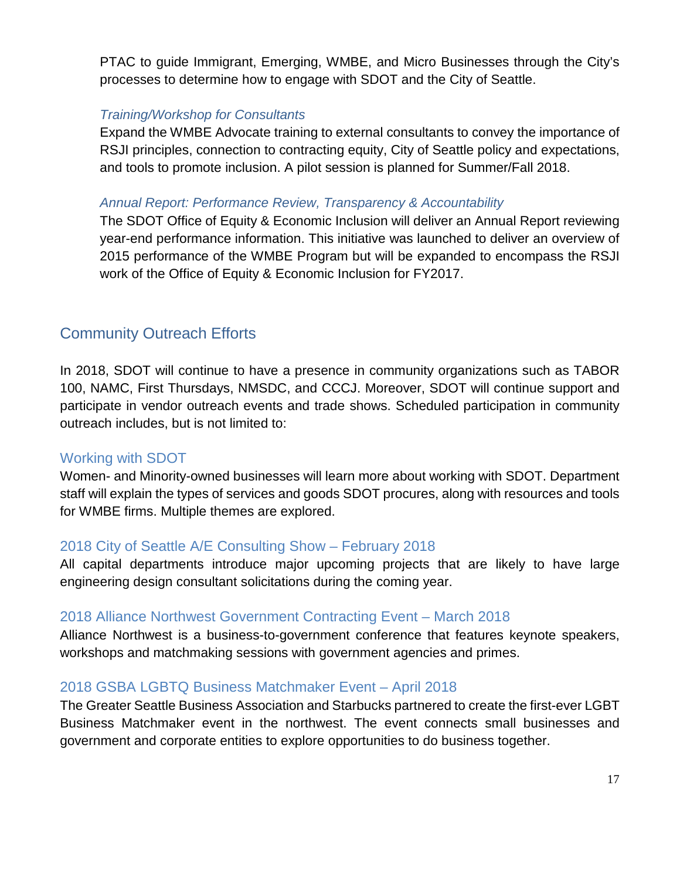PTAC to guide Immigrant, Emerging, WMBE, and Micro Businesses through the City's processes to determine how to engage with SDOT and the City of Seattle.

#### *Training/Workshop for Consultants*

Expand the WMBE Advocate training to external consultants to convey the importance of RSJI principles, connection to contracting equity, City of Seattle policy and expectations, and tools to promote inclusion. A pilot session is planned for Summer/Fall 2018.

#### *Annual Report: Performance Review, Transparency & Accountability*

The SDOT Office of Equity & Economic Inclusion will deliver an Annual Report reviewing year-end performance information. This initiative was launched to deliver an overview of 2015 performance of the WMBE Program but will be expanded to encompass the RSJI work of the Office of Equity & Economic Inclusion for FY2017.

## Community Outreach Efforts

In 2018, SDOT will continue to have a presence in community organizations such as TABOR 100, NAMC, First Thursdays, NMSDC, and CCCJ. Moreover, SDOT will continue support and participate in vendor outreach events and trade shows. Scheduled participation in community outreach includes, but is not limited to:

### Working with SDOT

Women- and Minority-owned businesses will learn more about working with SDOT. Department staff will explain the types of services and goods SDOT procures, along with resources and tools for WMBE firms. Multiple themes are explored.

### 2018 City of Seattle A/E Consulting Show – February 2018

All capital departments introduce major upcoming projects that are likely to have large engineering design consultant solicitations during the coming year.

### 2018 Alliance Northwest Government Contracting Event – March 2018

Alliance Northwest is a business-to-government conference that features keynote speakers, workshops and matchmaking sessions with government agencies and primes.

### 2018 GSBA LGBTQ Business Matchmaker Event – April 2018

The Greater Seattle Business Association and Starbucks partnered to create the first-ever LGBT Business Matchmaker event in the northwest. The event connects small businesses and government and corporate entities to explore opportunities to do business together.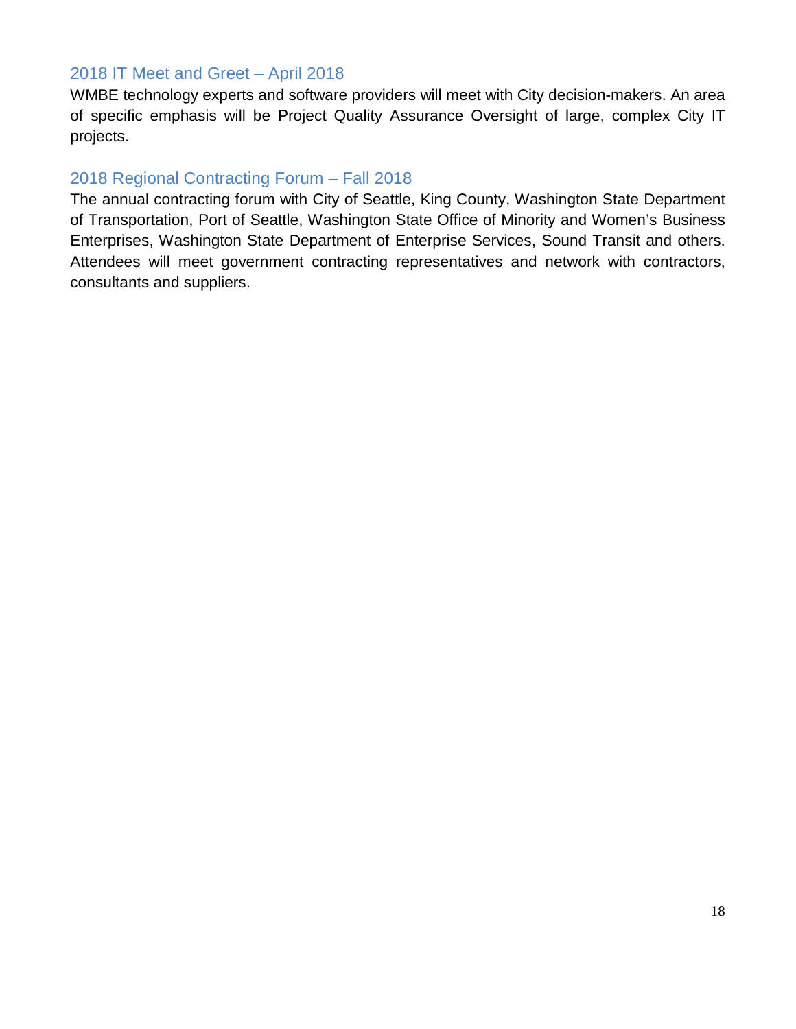### 2018 IT Meet and Greet – April 2018

WMBE technology experts and software providers will meet with City decision-makers. An area of specific emphasis will be Project Quality Assurance Oversight of large, complex City IT projects.

### 2018 Regional Contracting Forum – Fall 2018

The annual contracting forum with City of Seattle, King County, Washington State Department of Transportation, Port of Seattle, Washington State Office of Minority and Women's Business Enterprises, Washington State Department of Enterprise Services, Sound Transit and others. Attendees will meet government contracting representatives and network with contractors, consultants and suppliers.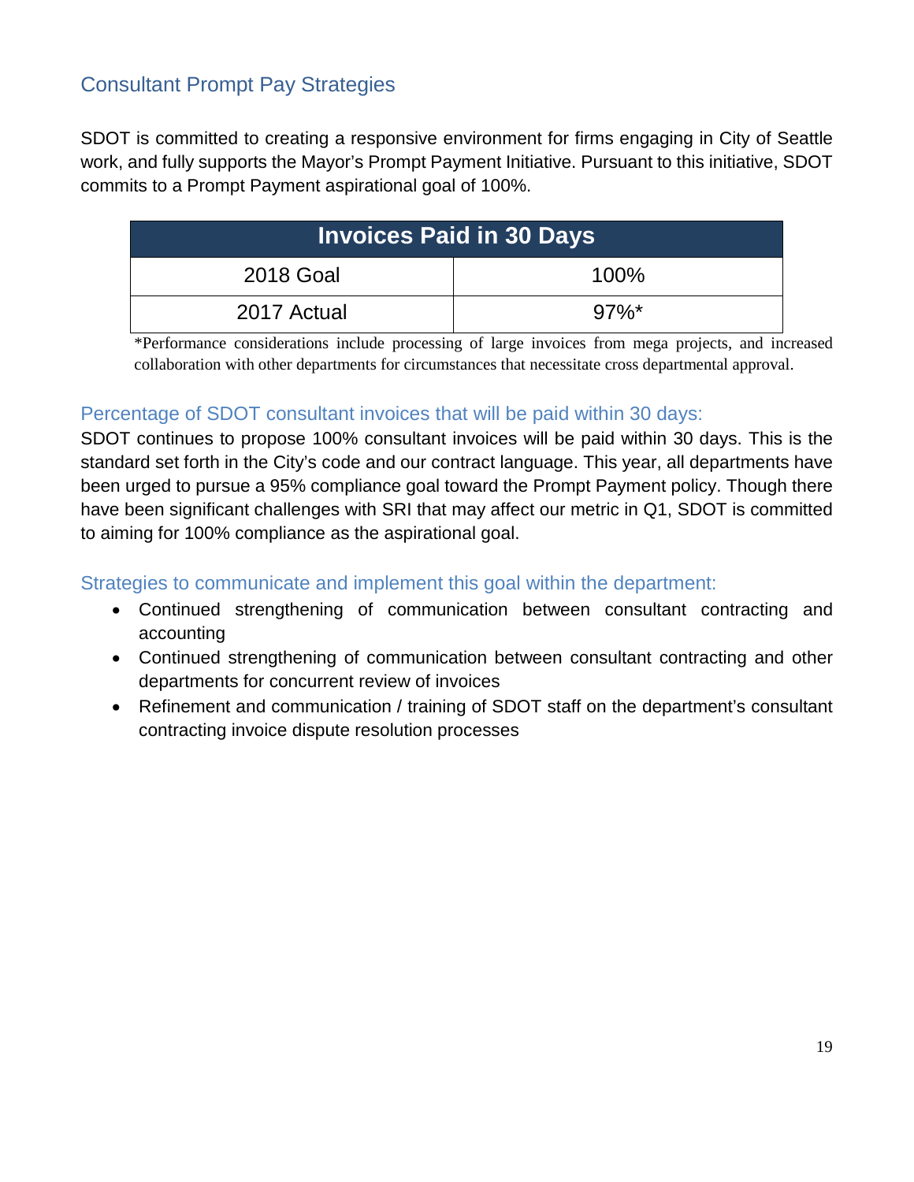## Consultant Prompt Pay Strategies

SDOT is committed to creating a responsive environment for firms engaging in City of Seattle work, and fully supports the Mayor's Prompt Payment Initiative. Pursuant to this initiative, SDOT commits to a Prompt Payment aspirational goal of 100%.

| Invoices Paid in 30 Days | |
|---|---|
| 2018 Goal | 100% |
| 2017 Actual | 97%* |

*Performance considerations include processing of large invoices from mega projects, and increased collaboration with other departments for circumstances that necessitate cross departmental approval.

### Percentage of SDOT consultant invoices that will be paid within 30 days:

SDOT continues to propose 100% consultant invoices will be paid within 30 days. This is the standard set forth in the City's code and our contract language. This year, all departments have been urged to pursue a 95% compliance goal toward the Prompt Payment policy. Though there have been significant challenges with SRI that may affect our metric in Q1, SDOT is committed to aiming for 100% compliance as the aspirational goal.

### Strategies to communicate and implement this goal within the department:

- Continued strengthening of communication between consultant contracting and accounting
- Continued strengthening of communication between consultant contracting and other departments for concurrent review of invoices
- Refinement and communication / training of SDOT staff on the department's consultant contracting invoice dispute resolution processes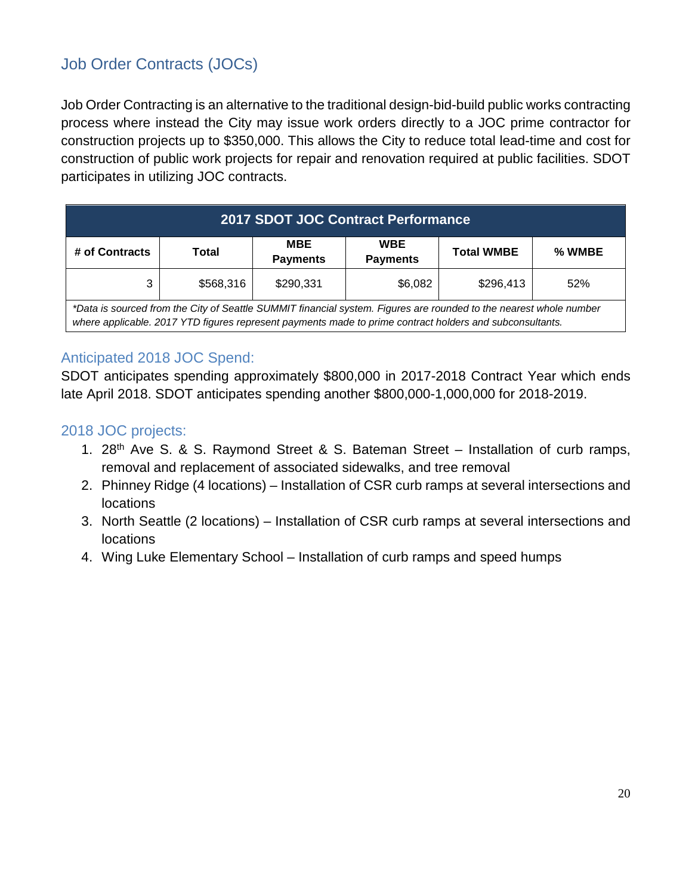## Job Order Contracts (JOCs)

Job Order Contracting is an alternative to the traditional design-bid-build public works contracting process where instead the City may issue work orders directly to a JOC prime contractor for construction projects up to $350,000. This allows the City to reduce total lead-time and cost for construction of public work projects for repair and renovation required at public facilities. SDOT participates in utilizing JOC contracts.

| 2017 SDOT JOC Contract Performance | | | | | |
|---|---|---|---|---|---|
| # of Contracts | Total | MBE Payments | WBE Payments | Total WMBE | % WMBE |
| 3 | $568,316 | $290,331 | $6,082 | $296,413 | 52% |

*\*Data is sourced from the City of Seattle SUMMIT financial system. Figures are rounded to the nearest whole number where applicable. 2017 YTD figures represent payments made to prime contract holders and subconsultants.*

### Anticipated 2018 JOC Spend:

SDOT anticipates spending approximately $800,000 in 2017-2018 Contract Year which ends late April 2018. SDOT anticipates spending another $800,000-1,000,000 for 2018-2019.

### 2018 JOC projects:

1. 28th Ave S. & S. Raymond Street & S. Bateman Street – Installation of curb ramps, removal and replacement of associated sidewalks, and tree removal
2. Phinney Ridge (4 locations) – Installation of CSR curb ramps at several intersections and locations
3. North Seattle (2 locations) – Installation of CSR curb ramps at several intersections and locations
4. Wing Luke Elementary School – Installation of curb ramps and speed humps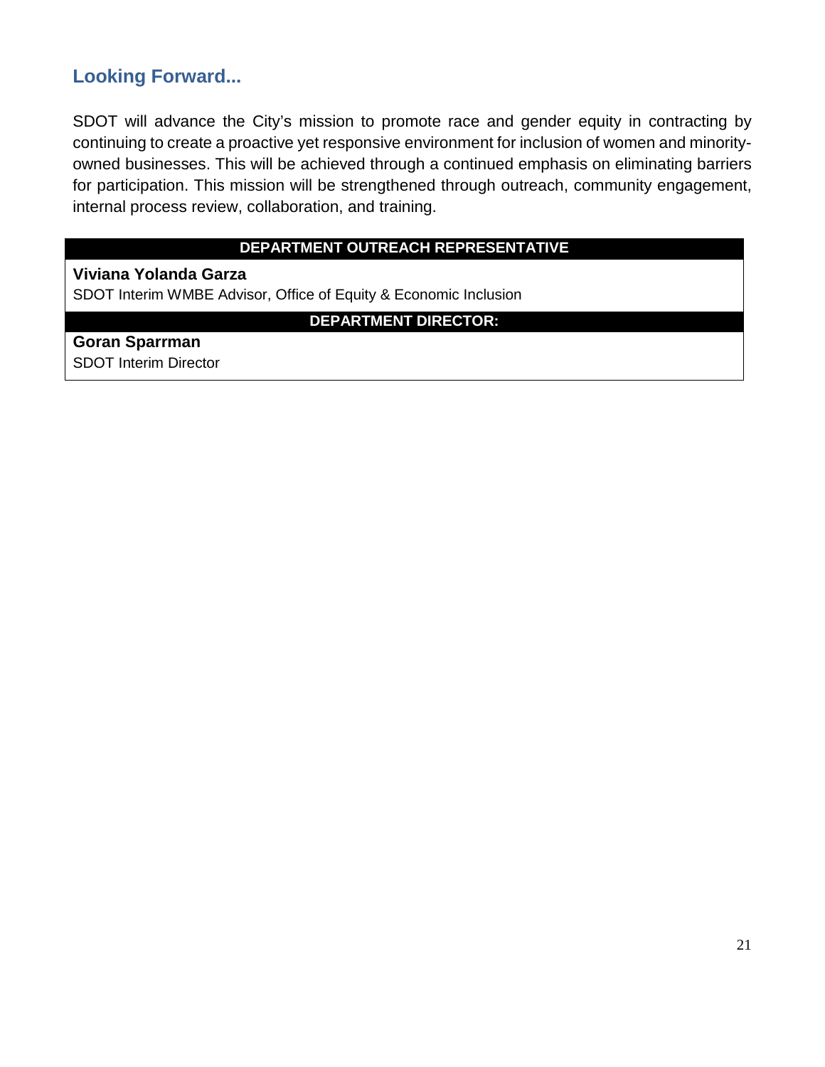## Looking Forward...

SDOT will advance the City's mission to promote race and gender equity in contracting by continuing to create a proactive yet responsive environment for inclusion of women and minority-owned businesses. This will be achieved through a continued emphasis on eliminating barriers for participation. This mission will be strengthened through outreach, community engagement, internal process review, collaboration, and training.

| DEPARTMENT OUTREACH REPRESENTATIVE |
| --- |
| **Viviana Yolanda Garza**<br>SDOT Interim WMBE Advisor, Office of Equity & Economic Inclusion |
| **DEPARTMENT DIRECTOR:** |
| **Goran Sparrman**<br>SDOT Interim Director |